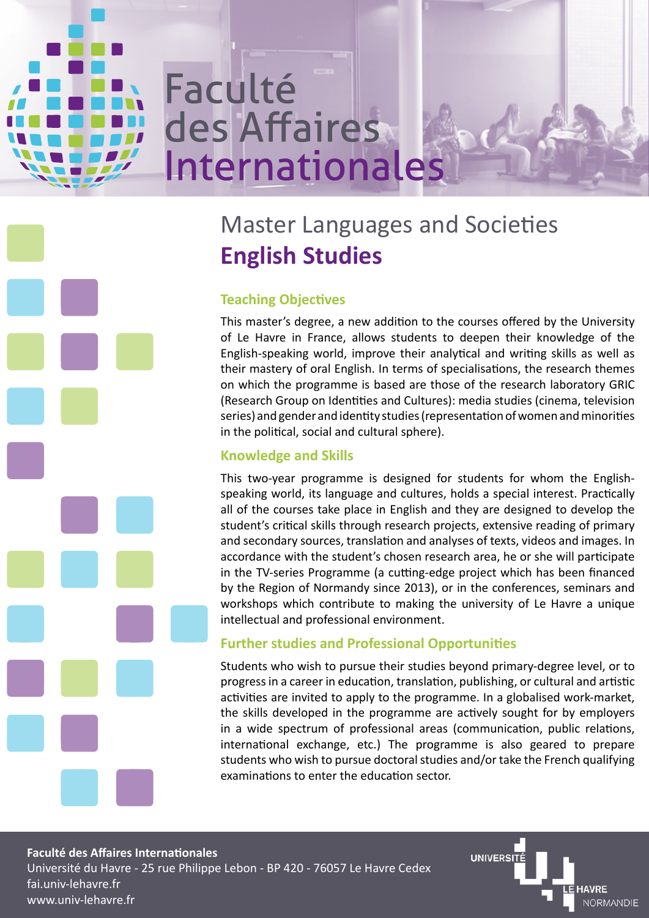# Faculté des Affaires Internationales

## Master Languages and Societies
## **English Studies**

### Teaching Objectives

This master's degree, a new addition to the courses offered by the University of Le Havre in France, allows students to deepen their knowledge of the English-speaking world, improve their analytical and writing skills as well as their mastery of oral English. In terms of specialisations, the research themes on which the programme is based are those of the research laboratory GRIC (Research Group on Identities and Cultures): media studies (cinema, television series) and gender and identity studies (representation of women and minorities in the political, social and cultural sphere).

### Knowledge and Skills

This two-year programme is designed for students for whom the English-speaking world, its language and cultures, holds a special interest. Practically all of the courses take place in English and they are designed to develop the student's critical skills through research projects, extensive reading of primary and secondary sources, translation and analyses of texts, videos and images. In accordance with the student's chosen research area, he or she will participate in the TV-series Programme (a cutting-edge project which has been financed by the Region of Normandy since 2013), or in the conferences, seminars and workshops which contribute to making the university of Le Havre a unique intellectual and professional environment.

### Further studies and Professional Opportunities

Students who wish to pursue their studies beyond primary-degree level, or to progress in a career in education, translation, publishing, or cultural and artistic activities are invited to apply to the programme. In a globalised work-market, the skills developed in the programme are actively sought for by employers in a wide spectrum of professional areas (communication, public relations, international exchange, etc.) The programme is also geared to prepare students who wish to pursue doctoral studies and/or take the French qualifying examinations to enter the education sector.

**Faculté des Affaires Internationales**
Université du Havre - 25 rue Philippe Lebon - BP 420 - 76057 Le Havre Cedex
fai.univ-lehavre.fr
www.univ-lehavre.fr

UNIVERSITÉ LE HAVRE NORMANDIE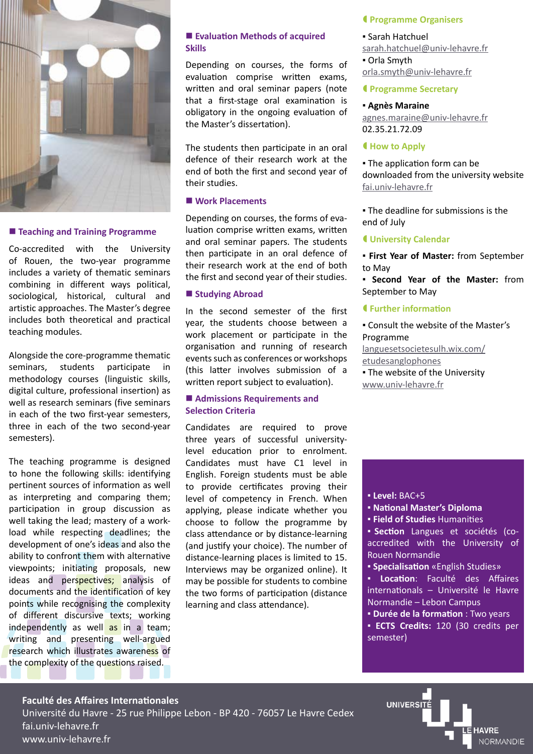## Teaching and Training Programme

Co-accredited with the University of Rouen, the two-year programme includes a variety of thematic seminars combining in different ways political, sociological, historical, cultural and artistic approaches. The Master's degree includes both theoretical and practical teaching modules.

Alongside the core-programme thematic seminars, students participate in methodology courses (linguistic skills, digital culture, professional insertion) as well as research seminars (five seminars in each of the two first-year semesters, three in each of the two second-year semesters).

The teaching programme is designed to hone the following skills: identifying pertinent sources of information as well as interpreting and comparing them; participation in group discussion as well taking the lead; mastery of a work-load while respecting deadlines; the development of one's ideas and also the ability to confront them with alternative viewpoints; initiating proposals, new ideas and perspectives; analysis of documents and the identification of key points while recognising the complexity of different discursive texts; working independently as well as in a team; writing and presenting well-argued research which illustrates awareness of the complexity of the questions raised.

## Evaluation Methods of acquired Skills

Depending on courses, the forms of evaluation comprise written exams, written and oral seminar papers (note that a first-stage oral examination is obligatory in the ongoing evaluation of the Master's dissertation).

The students then participate in an oral defence of their research work at the end of both the first and second year of their studies.

## Work Placements

Depending on courses, the forms of evaluation comprise written exams, written and oral seminar papers. The students then participate in an oral defence of their research work at the end of both the first and second year of their studies.

## Studying Abroad

In the second semester of the first year, the students choose between a work placement or participate in the organisation and running of research events such as conferences or workshops (this latter involves submission of a written report subject to evaluation).

## Admissions Requirements and Selection Criteria

Candidates are required to prove three years of successful university-level education prior to enrolment. Candidates must have C1 level in English. Foreign students must be able to provide certificates proving their level of competency in French. When applying, please indicate whether you choose to follow the programme by class attendance or by distance-learning (and justify your choice). The number of distance-learning places is limited to 15. Interviews may be organized online). It may be possible for students to combine the two forms of participation (distance learning and class attendance).

## Programme Organisers

- Sarah Hatchuel
  sarah.hatchuel@univ-lehavre.fr
- Orla Smyth
  orla.smyth@univ-lehavre.fr

## Programme Secretary

- **Agnès Maraine**
  agnes.maraine@univ-lehavre.fr
  02.35.21.72.09

## How to Apply

- The application form can be downloaded from the university website fai.univ-lehavre.fr

- The deadline for submissions is the end of July

## University Calendar

- **First Year of Master:** from September to May
- **Second Year of the Master:** from September to May

## Further information

- Consult the website of the Master's Programme
  languesetsocietesulh.wix.com/etudesanglophones
- The website of the University
  www.univ-lehavre.fr

- **Level:** BAC+5
- **National Master's Diploma**
- **Field of Studies** Humanities
- **Section** Langues et sociétés (co-accredited with the University of Rouen Normandie
- **Specialisation** «English Studies»
- **Location**: Faculté des Affaires internationals – Université le Havre Normandie – Lebon Campus
- **Durée de la formation** : Two years
- **ECTS Credits:** 120 (30 credits per semester)

**Faculté des Affaires Internationales**
Université du Havre - 25 rue Philippe Lebon - BP 420 - 76057 Le Havre Cedex
fai.univ-lehavre.fr
www.univ-lehavre.fr

UNIVERSITÉ LE HAVRE NORMANDIE